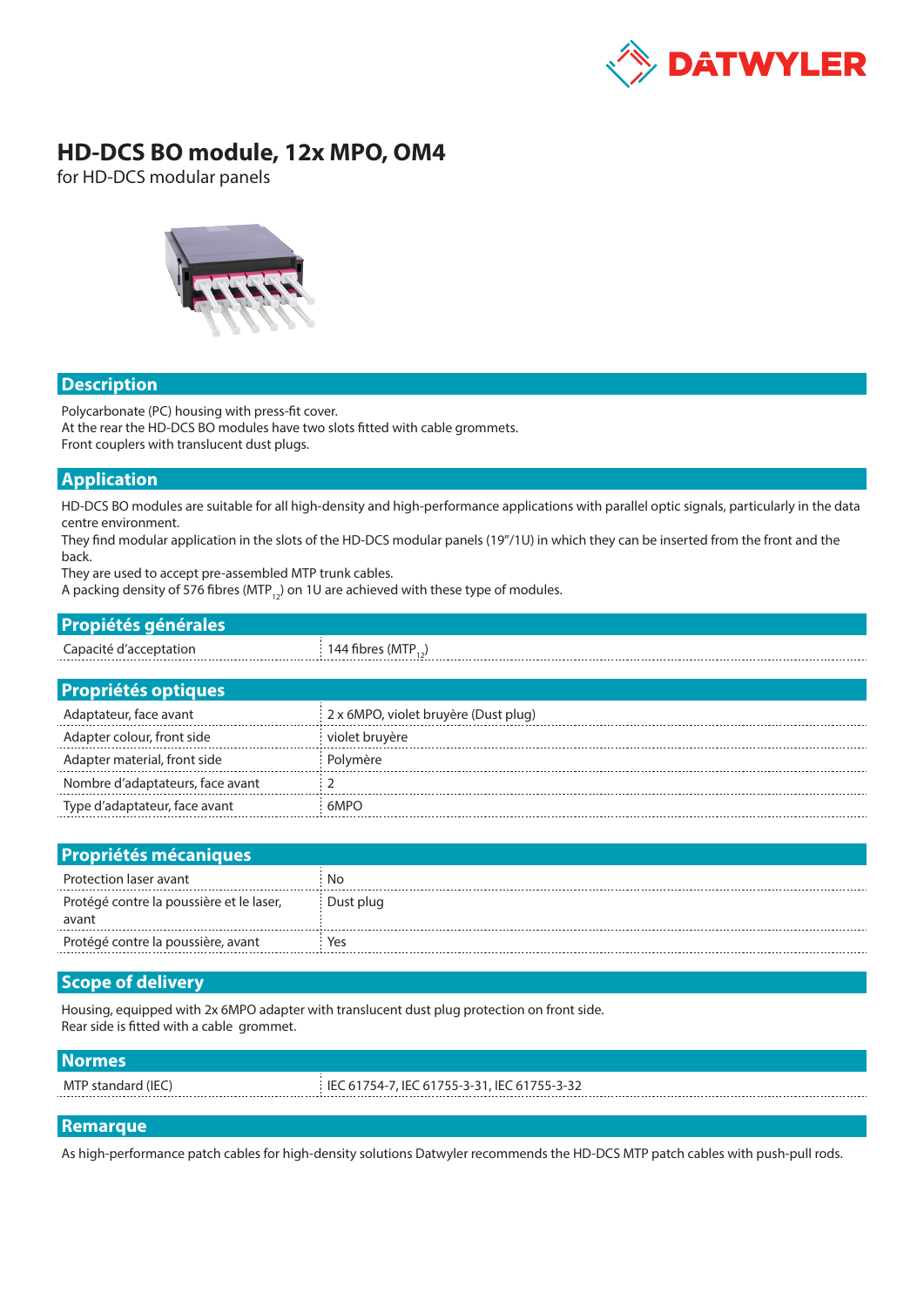# HD-DCS BO module, 12x MPO, OM4

for HD-DCS modular panels

## Description

Polycarbonate (PC) housing with press-fit cover.
At the rear the HD-DCS BO modules have two slots fitted with cable grommets.
Front couplers with translucent dust plugs.

## Application

HD-DCS BO modules are suitable for all high-density and high-performance applications with parallel optic signals, particularly in the data centre environment.
They find modular application in the slots of the HD-DCS modular panels (19"/1U) in which they can be inserted from the front and the back.
They are used to accept pre-assembled MTP trunk cables.
A packing density of 576 fibres ($MTP_{12}$) on 1U are achieved with these type of modules.

## Propiétés générales

| | |
|---|---|
| Capacité d'acceptation | 144 fibres ($MTP_{12}$) |

## Propriétés optiques

| | |
|---|---|
| Adaptateur, face avant | 2 x 6MPO, violet bruyère (Dust plug) |
| Adapter colour, front side | violet bruyère |
| Adapter material, front side | Polymère |
| Nombre d'adaptateurs, face avant | 2 |
| Type d'adaptateur, face avant | 6MPO |

## Propriétés mécaniques

| | |
|---|---|
| Protection laser avant | No |
| Protégé contre la poussière et le laser, avant | Dust plug |
| Protégé contre la poussière, avant | Yes |

## Scope of delivery

Housing, equipped with 2x 6MPO adapter with translucent dust plug protection on front side.
Rear side is fitted with a cable grommet.

## Normes

| | |
|---|---|
| MTP standard (IEC) | IEC 61754-7, IEC 61755-3-31, IEC 61755-3-32 |

## Remarque

As high-performance patch cables for high-density solutions Datwyler recommends the HD-DCS MTP patch cables with push-pull rods.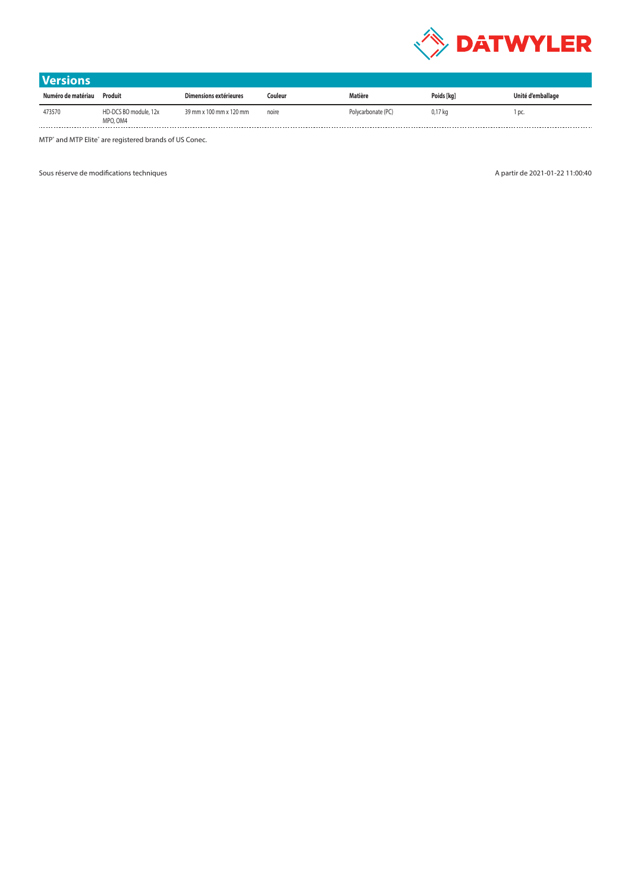## Versions

| Numéro de matériau | Produit | Dimensions extérieures | Couleur | Matière | Poids [kg] | Unité d'emballage |
|---|---|---|---|---|---|---|
| 473570 | HD-DCS BO module, 12x MPO, OM4 | 39 mm x 100 mm x 120 mm | noire | Polycarbonate (PC) | 0,17 kg | 1 pc. |

MTP® and MTP Elite® are registered brands of US Conec.

Sous réserve de modifications techniques

A partir de 2021-01-22 11:00:40